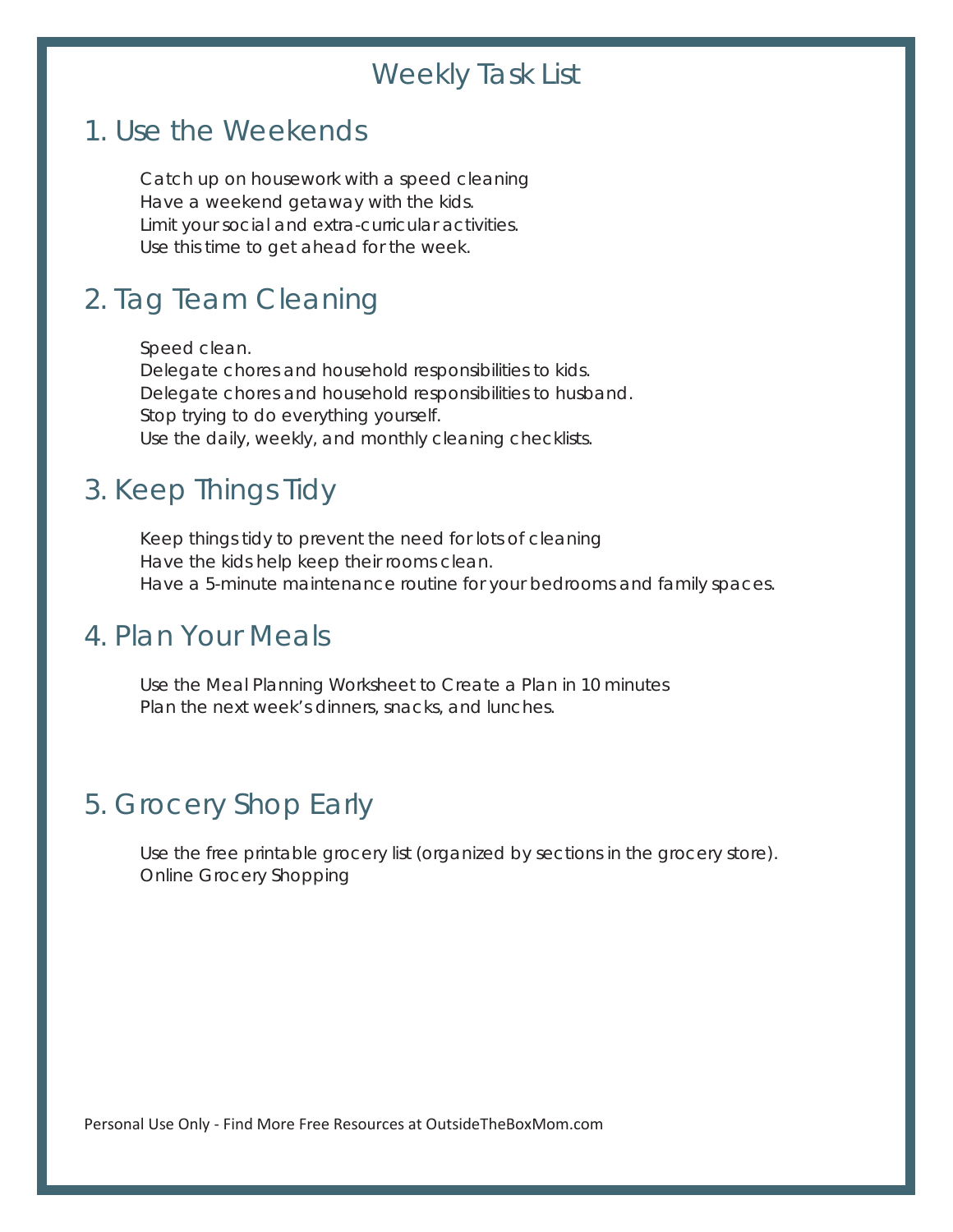# Weekly Task List

## 1. Use the Weekends

Catch up on housework with a speed cleaning
Have a weekend getaway with the kids.
Limit your social and extra-curricular activities.
Use this time to get ahead for the week.

## 2. Tag Team Cleaning

Speed clean.
Delegate chores and household responsibilities to kids.
Delegate chores and household responsibilities to husband.
Stop trying to do everything yourself.
Use the daily, weekly, and monthly cleaning checklists.

## 3. Keep Things Tidy

Keep things tidy to prevent the need for lots of cleaning
Have the kids help keep their rooms clean.
Have a 5-minute maintenance routine for your bedrooms and family spaces.

## 4. Plan Your Meals

Use the Meal Planning Worksheet to Create a Plan in 10 minutes
Plan the next week's dinners, snacks, and lunches.

## 5. Grocery Shop Early

Use the free printable grocery list (organized by sections in the grocery store).
Online Grocery Shopping

Personal Use Only - Find More Free Resources at OutsideTheBoxMom.com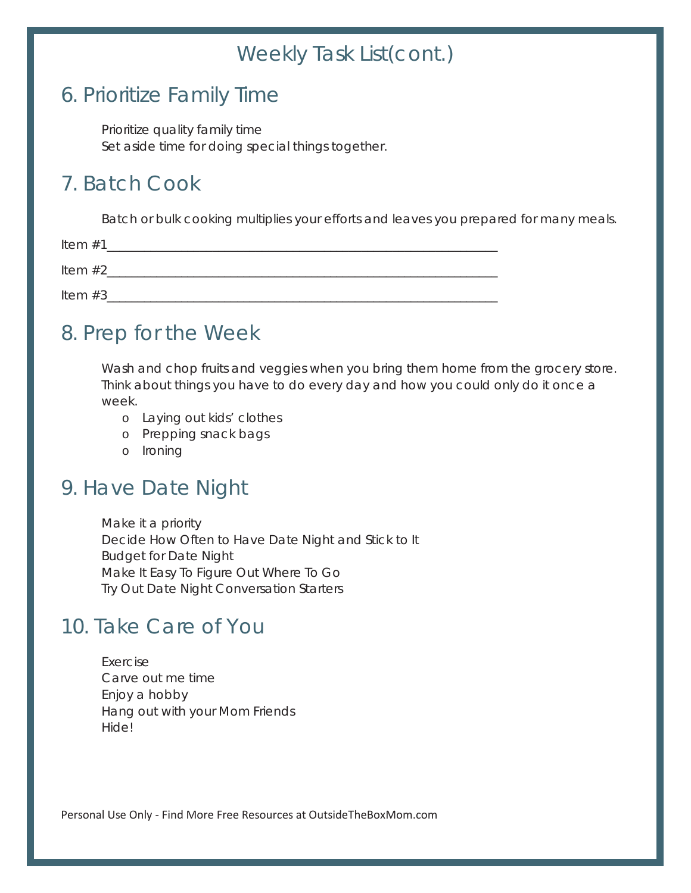# Weekly Task List(cont.)

## 6. Prioritize Family Time

Prioritize quality family time
Set aside time for doing special things together.

## 7. Batch Cook

Batch or bulk cooking multiplies your efforts and leaves you prepared for many meals.

Item #1________________________________________________________________

Item #2________________________________________________________________

Item #3________________________________________________________________

## 8. Prep for the Week

Wash and chop fruits and veggies when you bring them home from the grocery store. Think about things you have to do every day and how you could only do it once a week.

- Laying out kids' clothes
- Prepping snack bags
- Ironing

## 9. Have Date Night

Make it a priority
Decide How Often to Have Date Night and Stick to It
Budget for Date Night
Make It Easy To Figure Out Where To Go
Try Out Date Night Conversation Starters

## 10. Take Care of You

Exercise
Carve out me time
Enjoy a hobby
Hang out with your Mom Friends
Hide!

Personal Use Only - Find More Free Resources at OutsideTheBoxMom.com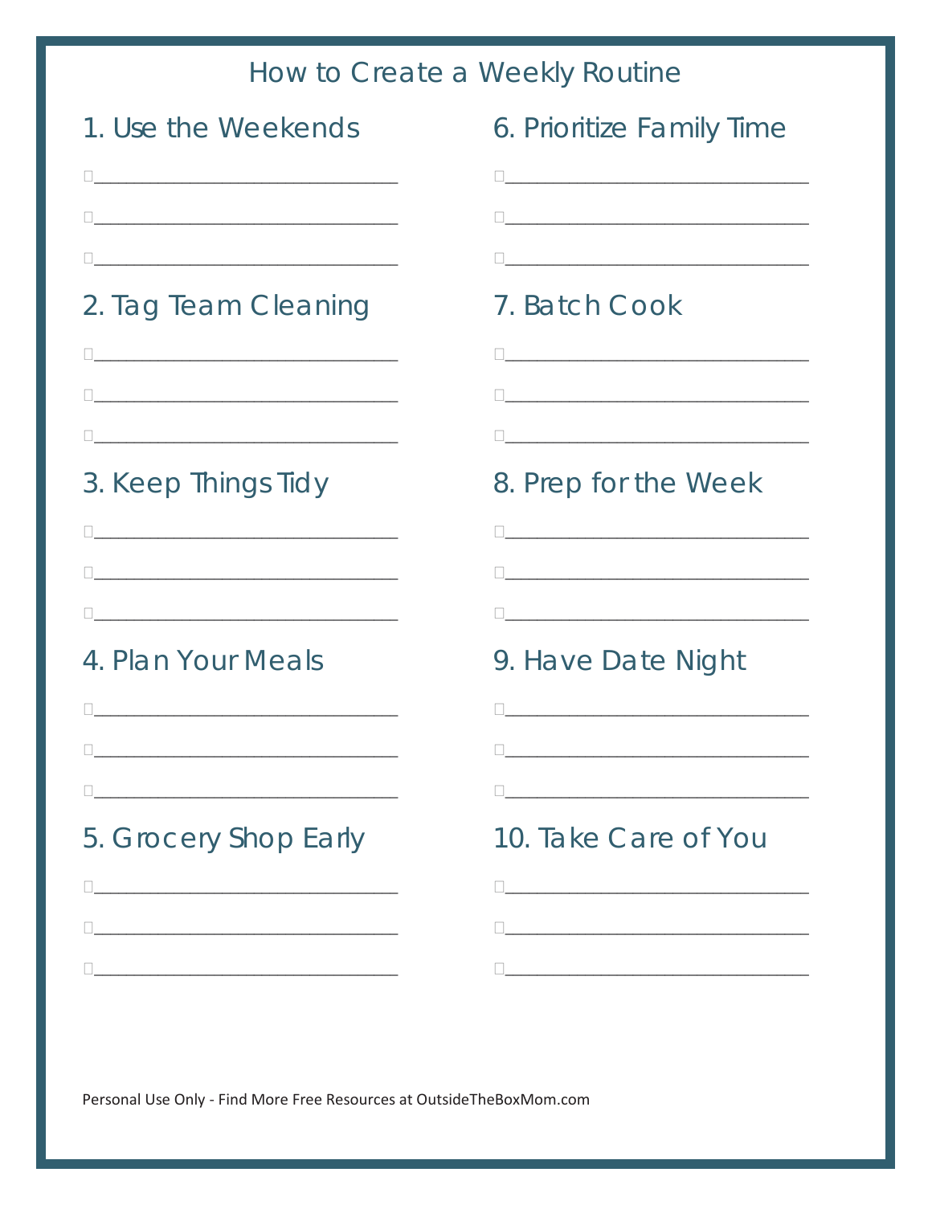# How to Create a Weekly Routine

## 1. Use the Weekends

- ☐ ________________________________
- ☐ ________________________________
- ☐ ________________________________

## 2. Tag Team Cleaning

- ☐ ________________________________
- ☐ ________________________________
- ☐ ________________________________

## 3. Keep Things Tidy

- ☐ ________________________________
- ☐ ________________________________
- ☐ ________________________________

## 4. Plan Your Meals

- ☐ ________________________________
- ☐ ________________________________
- ☐ ________________________________

## 5. Grocery Shop Early

- ☐ ________________________________
- ☐ ________________________________
- ☐ ________________________________

## 6. Prioritize Family Time

- ☐ ________________________________
- ☐ ________________________________
- ☐ ________________________________

## 7. Batch Cook

- ☐ ________________________________
- ☐ ________________________________
- ☐ ________________________________

## 8. Prep for the Week

- ☐ ________________________________
- ☐ ________________________________
- ☐ ________________________________

## 9. Have Date Night

- ☐ ________________________________
- ☐ ________________________________
- ☐ ________________________________

## 10. Take Care of You

- ☐ ________________________________
- ☐ ________________________________
- ☐ ________________________________

Personal Use Only - Find More Free Resources at OutsideTheBoxMom.com